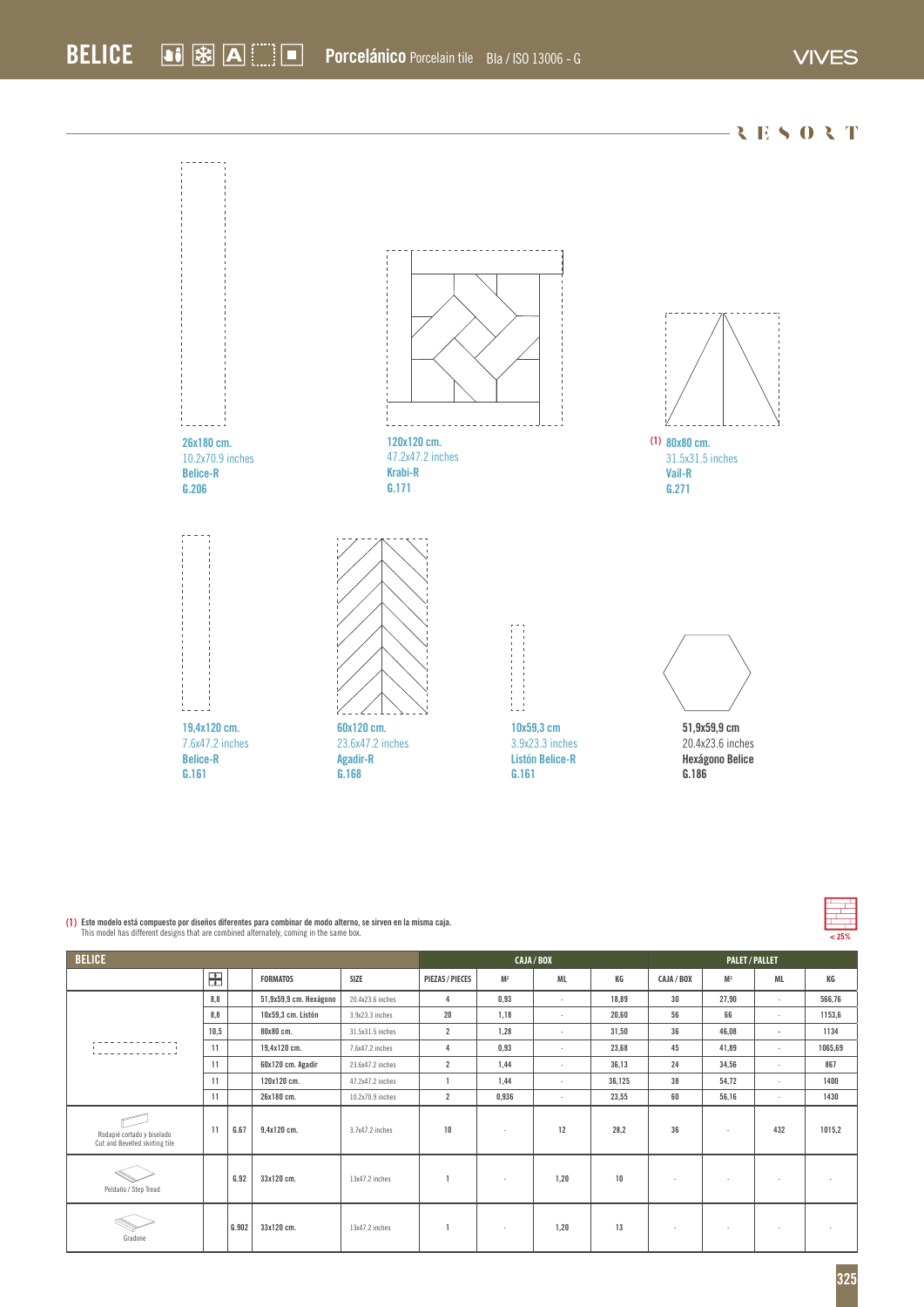# BELICE

**Porcelánico** Porcelain tile Bla / ISO 13006 - G

VIVES

RESORT

26x180 cm.
10.2x70.9 inches
**Belice-R**
**G.206**

120x120 cm.
47.2x47.2 inches
**Krabi-R**
**G.171**

(1) 80x80 cm.
31.5x31.5 inches
**Vail-R**
**G.271**

19,4x120 cm.
7.6x47.2 inches
**Belice-R**
**G.161**

60x120 cm.
23.6x47.2 inches
**Agadir-R**
**G.168**

10x59,3 cm
3.9x23.3 inches
**Listón Belice-R**
**G.161**

51,9x59,9 cm
20.4x23.6 inches
**Hexágono Belice**
**G.186**

**(1) Este modelo está compuesto por diseños diferentes para combinar de modo alterno, se sirven en la misma caja.**
This model has different designs that are combined alternately, coming in the same box.

< 25%

| BELICE | | | | | CAJA / BOX | | | | PALET / PALLET | | | |
|---|---|---|---|---|---|---|---|---|---|---|---|---|
| | | | FORMATOS | SIZE | PIEZAS / PIECES | M² | ML | KG | CAJA / BOX | M² | ML | KG |
| | 8,8 | | 51,9x59,9 cm. Hexágono | 20.4x23.6 inches | 4 | 0,93 | - | 18,89 | 30 | 27,90 | - | 566,76 |
| | 8,8 | | 10x59,3 cm. Listón | 3.9x23.3 inches | 20 | 1,18 | - | 20,60 | 56 | 66 | - | 1153,6 |
| | 10,5 | | 80x80 cm. | 31.5x31.5 inches | 2 | 1,28 | - | 31,50 | 36 | 46,08 | - | 1134 |
| | 11 | | 19,4x120 cm. | 7.6x47.2 inches | 4 | 0,93 | - | 23,68 | 45 | 41,89 | - | 1065,69 |
| | 11 | | 60x120 cm. Agadir | 23.6x47.2 inches | 2 | 1,44 | - | 36,13 | 24 | 34,56 | - | 867 |
| | 11 | | 120x120 cm. | 47.2x47.2 inches | 1 | 1,44 | - | 36,125 | 38 | 54,72 | - | 1400 |
| | 11 | | 26x180 cm. | 10.2x70.9 inches | 2 | 0,936 | - | 23,55 | 60 | 56,16 | - | 1430 |
| Rodapié cortado y biselado / Cut and Bevelled skirting tile | 11 | G.67 | 9,4x120 cm. | 3.7x47.2 inches | 10 | - | 12 | 28,2 | 36 | - | 432 | 1015,2 |
| Peldaño / Step Tread | | G.92 | 33x120 cm. | 13x47.2 inches | 1 | - | 1,20 | 10 | - | - | - | - |
| Gradone | | G.902 | 33x120 cm. | 13x47.2 inches | 1 | - | 1,20 | 13 | - | - | - | - |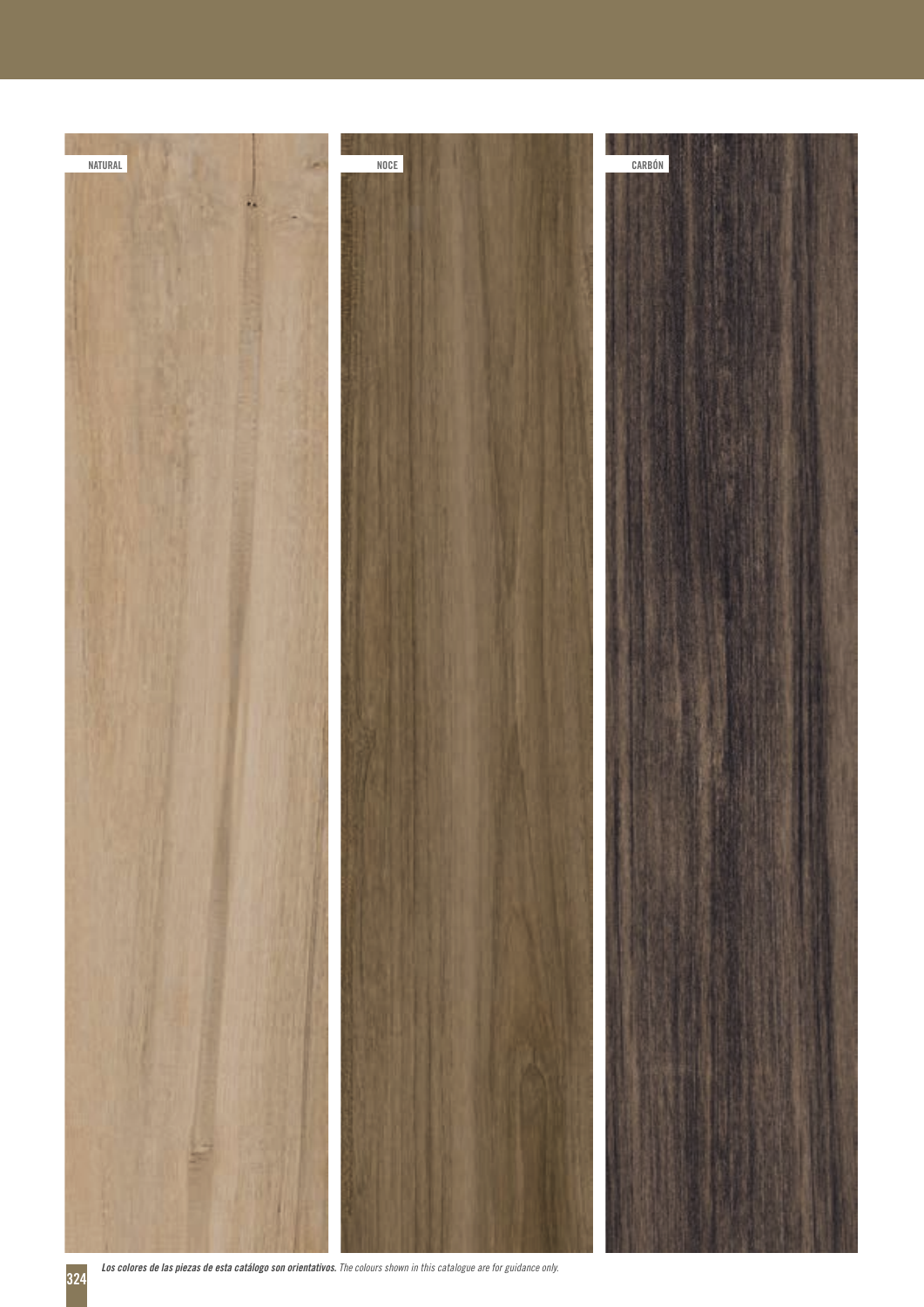NATURAL

NOCE

CARBÓN

***Los colores de las piezas de esta catálogo son orientativos.*** *The colours shown in this catalogue are for guidance only.*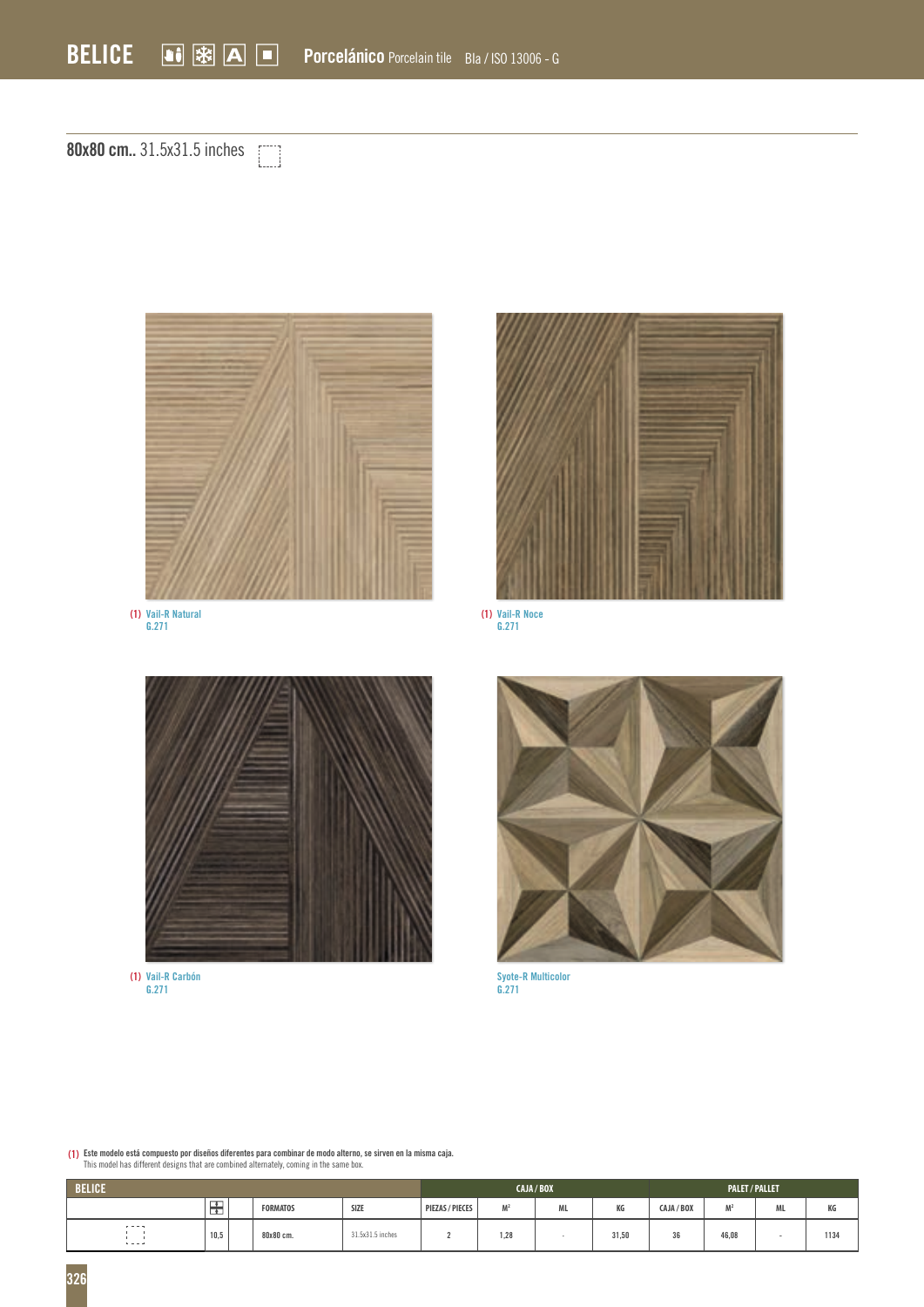# BELICE

**Porcelánico** Porcelain tile Bla / ISO 13006 - G

## **80x80 cm..** 31.5x31.5 inches

(1) Vail-R Natural
G.271

(1) Vail-R Noce
G.271

(1) Vail-R Carbón
G.271

Syote-R Multicolor
G.271

(1) **Este modelo está compuesto por diseños diferentes para combinar de modo alterno, se sirven en la misma caja.**
This model has different designs that are combined alternately, coming in the same box.

| BELICE | | | | | CAJA / BOX | | | | PALET / PALLET | | | |
|---|---|---|---|---|---|---|---|---|---|---|---|---|
| | | | FORMATOS | SIZE | PIEZAS / PIECES | M² | ML | KG | CAJA / BOX | M² | ML | KG |
| | 10,5 | | 80x80 cm. | 31.5x31.5 inches | 2 | 1,28 | - | 31,50 | 36 | 46,08 | - | 1134 |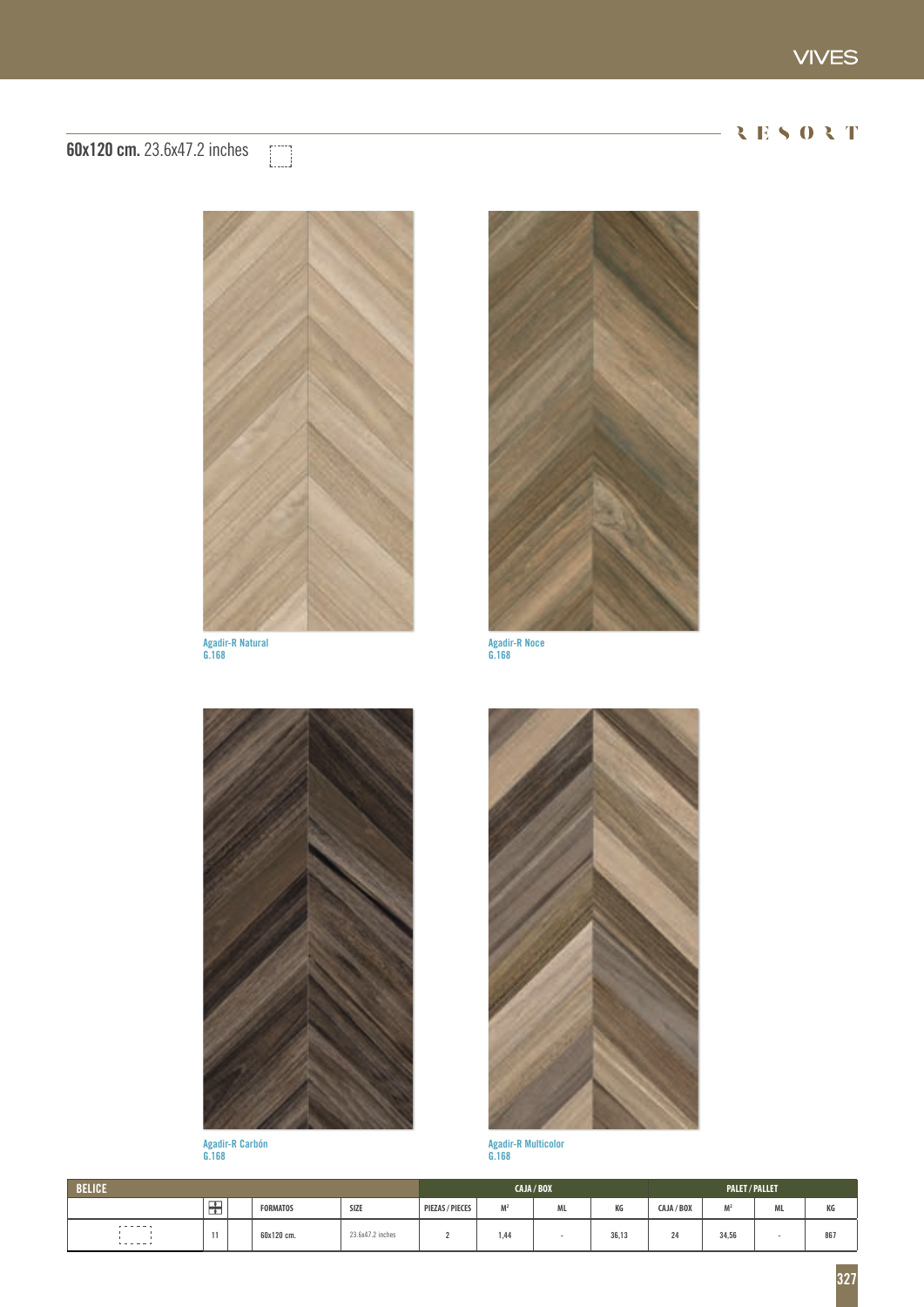## 60x120 cm. 23.6x47.2 inches

Agadir-R Natural
G.168

Agadir-R Noce
G.168

Agadir-R Carbón
G.168

Agadir-R Multicolor
G.168

| BELICE | | | | CAJA / BOX | | | | PALET / PALLET | | | |
|---|---|---|---|---|---|---|---|---|---|---|---|
| | | FORMATOS | SIZE | PIEZAS / PIECES | M² | ML | KG | CAJA / BOX | M² | ML | KG |
| | 11 | 60x120 cm. | 23.6x47.2 inches | 2 | 1,44 | - | 36,13 | 24 | 34,56 | - | 867 |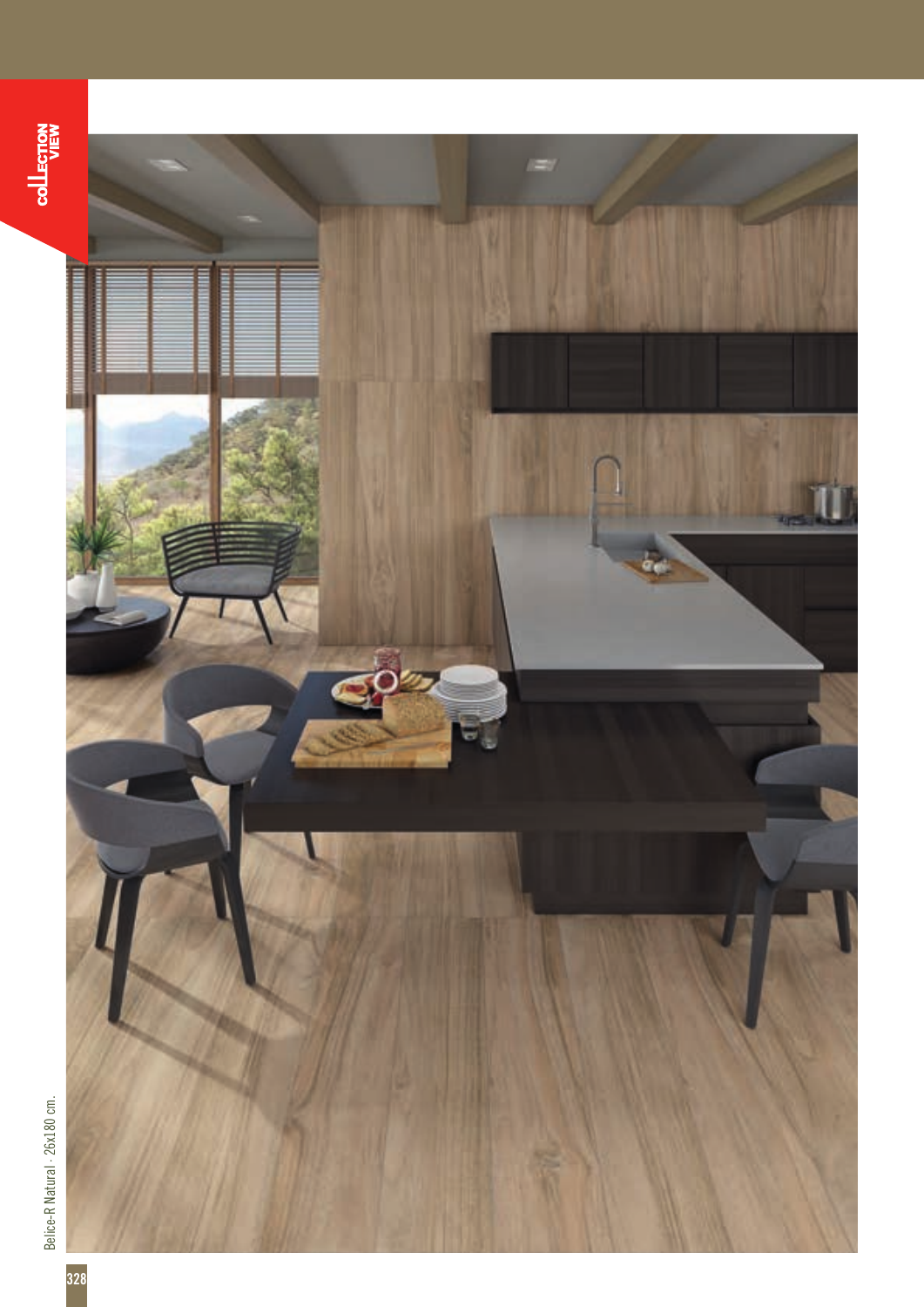Belice-R Natural · 26x180 cm.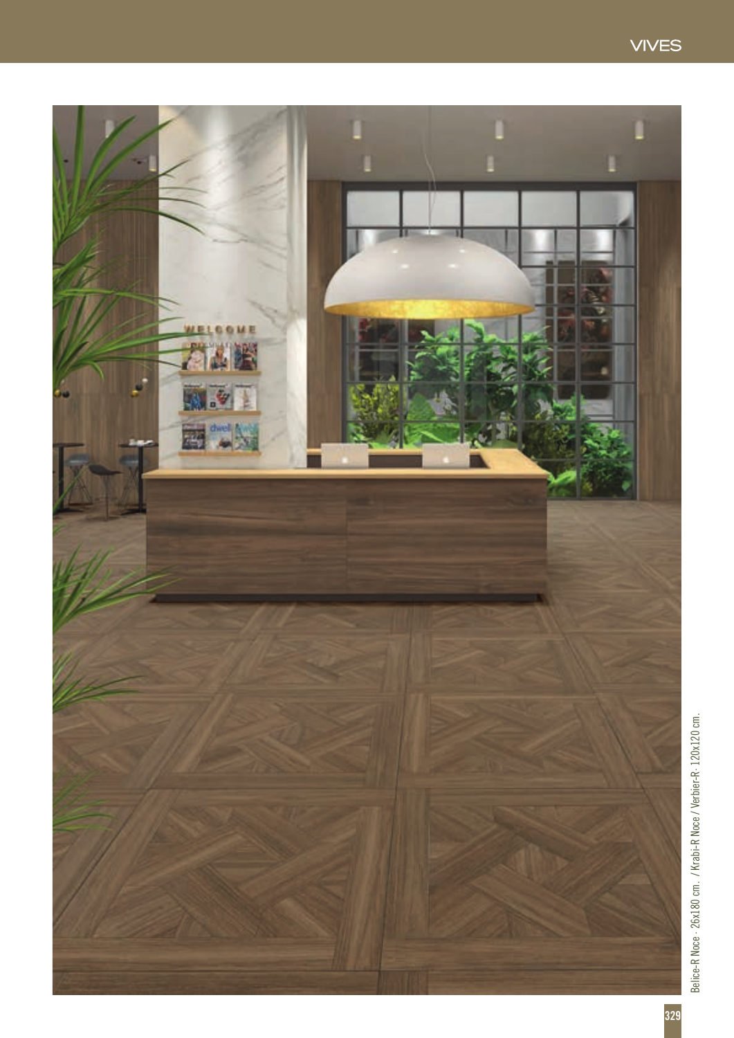Belice-R Noce · 26x180 cm. / Krabi-R Noce / Verbier-R · 120x120 cm.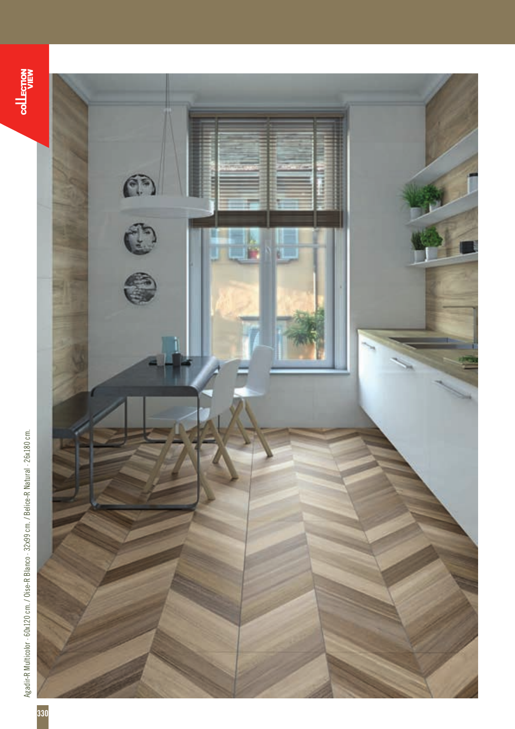Agadir-R Multicolor · 60x120 cm. / Oise-R Blanco · 32x99 cm. / Belice-R Natural · 26x180 cm.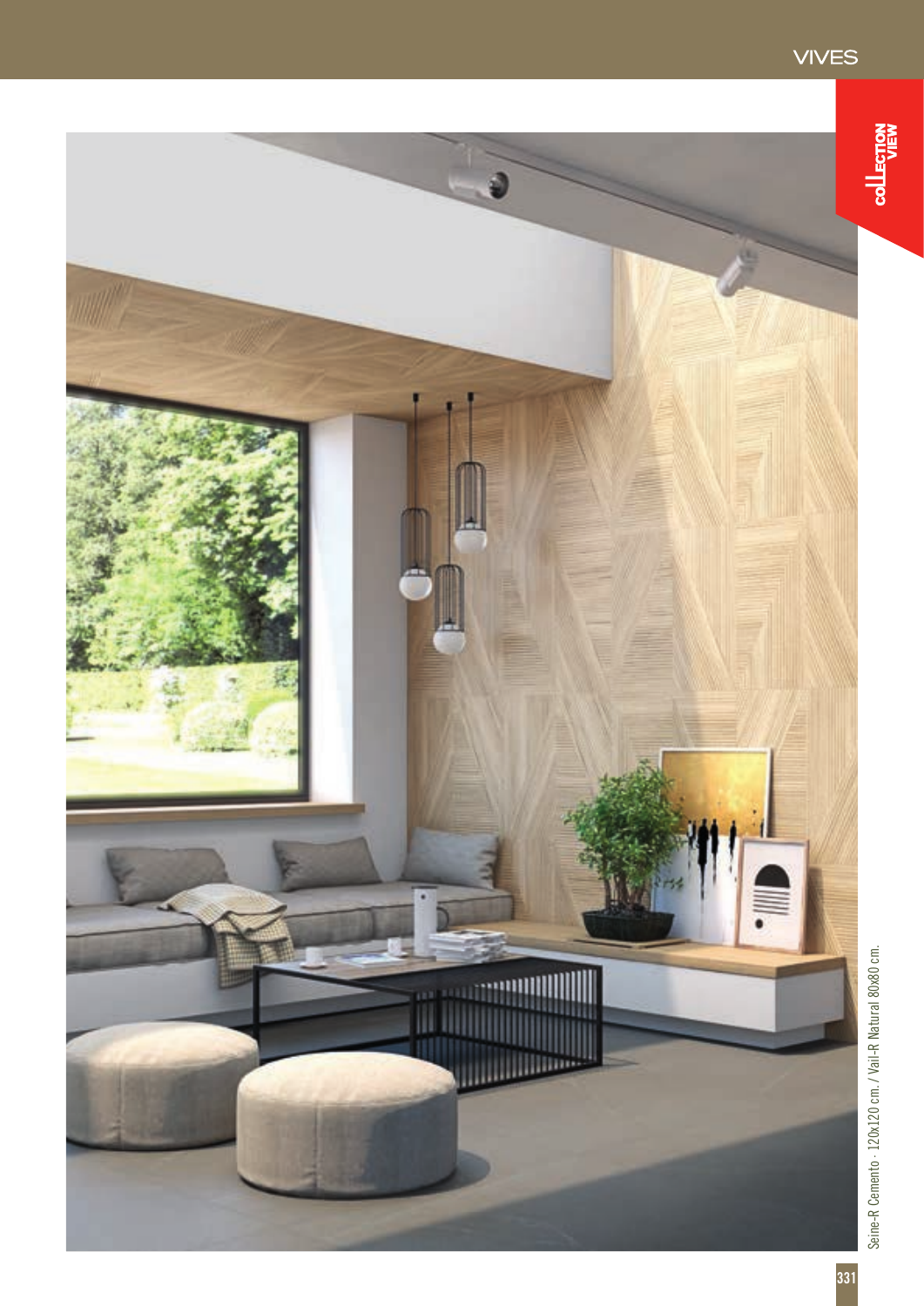Seine-R Cemento · 120x120 cm. / Vail-R Natural 80x80 cm.